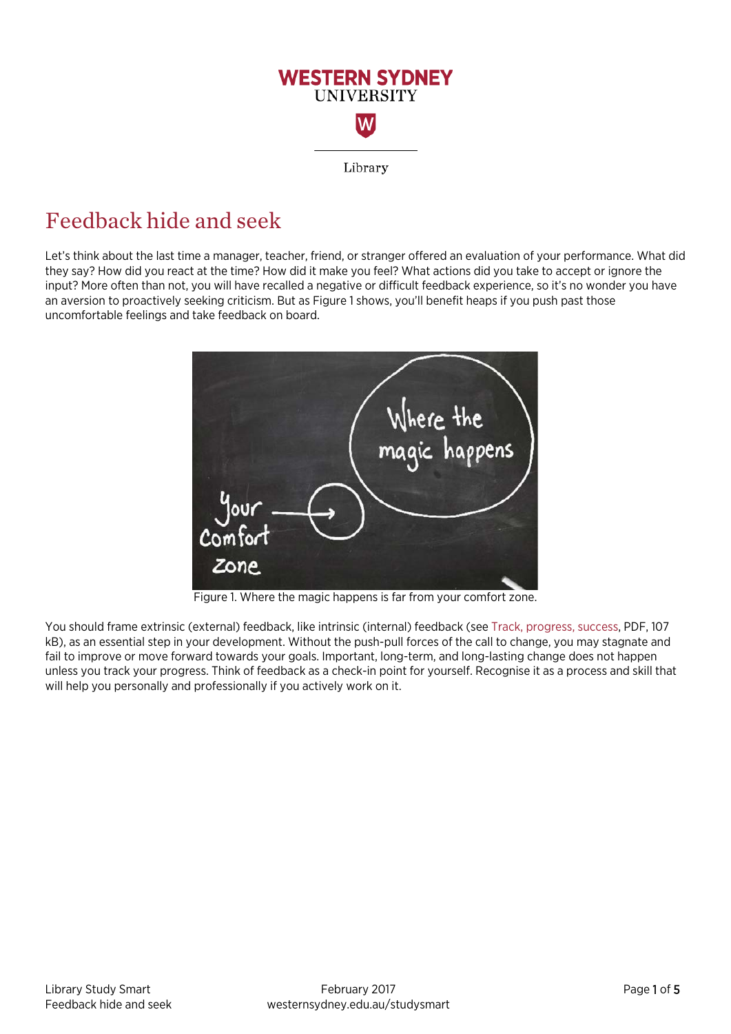Western Sydney University Library

# Feedback hide and seek

Let's think about the last time a manager, teacher, friend, or stranger offered an evaluation of your performance. What did they say? How did you react at the time? How did it make you feel? What actions did you take to accept or ignore the input? More often than not, you will have recalled a negative or difficult feedback experience, so it's no wonder you have an aversion to proactively seeking criticism. But as Figure 1 shows, you'll benefit heaps if you push past those uncomfortable feelings and take feedback on board.

Figure 1. Where the magic happens is far from your comfort zone.

You should frame extrinsic (external) feedback, like intrinsic (internal) feedback (see Track, progress, success, PDF, 107 kB), as an essential step in your development. Without the push-pull forces of the call to change, you may stagnate and fail to improve or move forward towards your goals. Important, long-term, and long-lasting change does not happen unless you track your progress. Think of feedback as a check-in point for yourself. Recognise it as a process and skill that will help you personally and professionally if you actively work on it.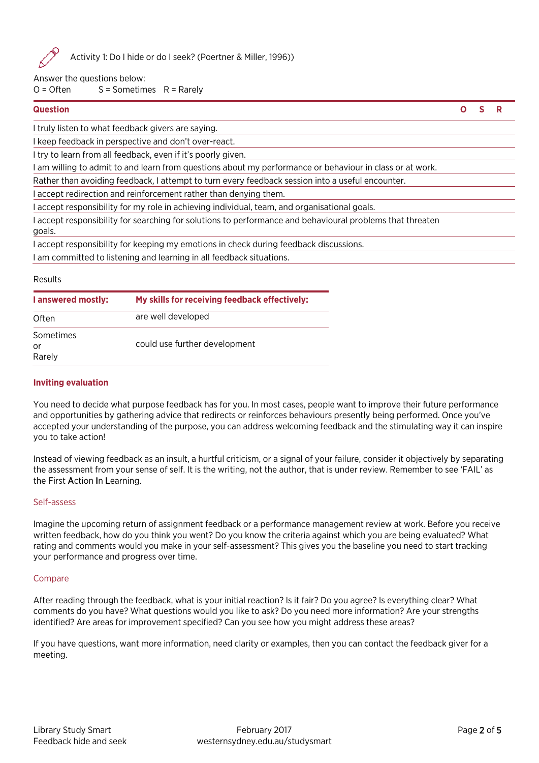Activity 1: Do I hide or do I seek? (Poertner & Miller, 1996))

Answer the questions below:
O = Often S = Sometimes R = Rarely

| Question | O | S | R |
|---|---|---|---|
| I truly listen to what feedback givers are saying. | | | |
| I keep feedback in perspective and don't over-react. | | | |
| I try to learn from all feedback, even if it's poorly given. | | | |
| I am willing to admit to and learn from questions about my performance or behaviour in class or at work. | | | |
| Rather than avoiding feedback, I attempt to turn every feedback session into a useful encounter. | | | |
| I accept redirection and reinforcement rather than denying them. | | | |
| I accept responsibility for my role in achieving individual, team, and organisational goals. | | | |
| I accept responsibility for searching for solutions to performance and behavioural problems that threaten goals. | | | |
| I accept responsibility for keeping my emotions in check during feedback discussions. | | | |
| I am committed to listening and learning in all feedback situations. | | | |

Results

| I answered mostly: | My skills for receiving feedback effectively: |
|---|---|
| Often | are well developed |
| Sometimes or Rarely | could use further development |

## Inviting evaluation

You need to decide what purpose feedback has for you. In most cases, people want to improve their future performance and opportunities by gathering advice that redirects or reinforces behaviours presently being performed. Once you've accepted your understanding of the purpose, you can address welcoming feedback and the stimulating way it can inspire you to take action!

Instead of viewing feedback as an insult, a hurtful criticism, or a signal of your failure, consider it objectively by separating the assessment from your sense of self. It is the writing, not the author, that is under review. Remember to see 'FAIL' as the **F**irst **A**ction **I**n **L**earning.

### Self-assess

Imagine the upcoming return of assignment feedback or a performance management review at work. Before you receive written feedback, how do you think you went? Do you know the criteria against which you are being evaluated? What rating and comments would you make in your self-assessment? This gives you the baseline you need to start tracking your performance and progress over time.

### Compare

After reading through the feedback, what is your initial reaction? Is it fair? Do you agree? Is everything clear? What comments do you have? What questions would you like to ask? Do you need more information? Are your strengths identified? Are areas for improvement specified? Can you see how you might address these areas?

If you have questions, want more information, need clarity or examples, then you can contact the feedback giver for a meeting.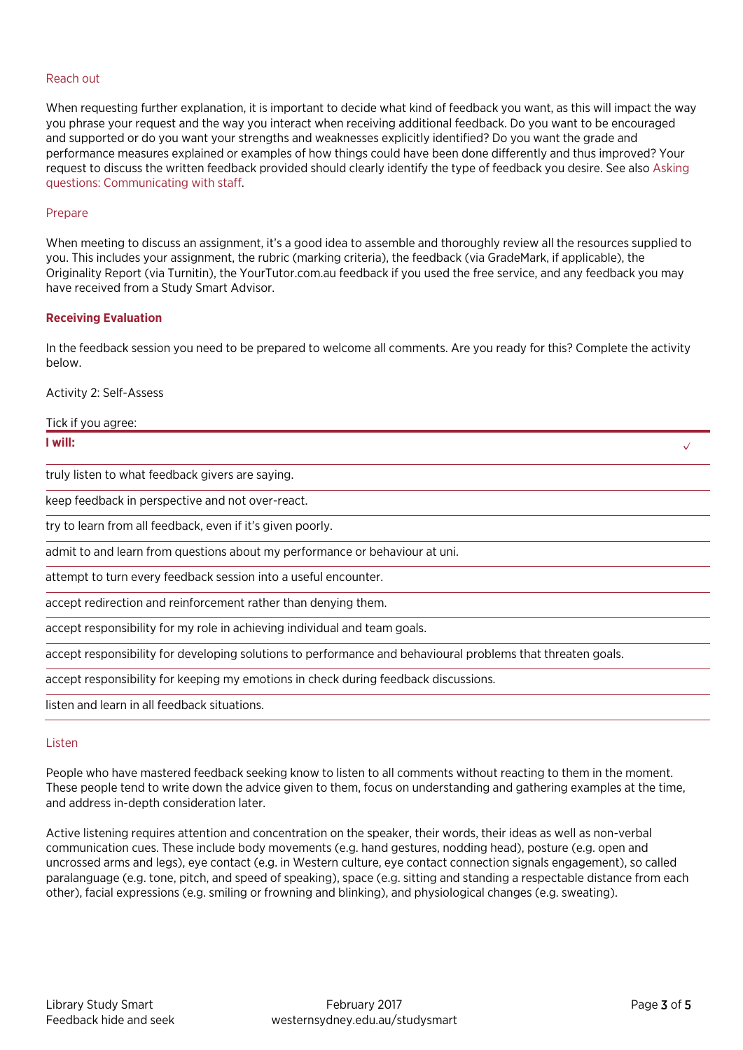### Reach out

When requesting further explanation, it is important to decide what kind of feedback you want, as this will impact the way you phrase your request and the way you interact when receiving additional feedback. Do you want to be encouraged and supported or do you want your strengths and weaknesses explicitly identified? Do you want the grade and performance measures explained or examples of how things could have been done differently and thus improved? Your request to discuss the written feedback provided should clearly identify the type of feedback you desire. See also Asking questions: Communicating with staff.

### Prepare

When meeting to discuss an assignment, it's a good idea to assemble and thoroughly review all the resources supplied to you. This includes your assignment, the rubric (marking criteria), the feedback (via GradeMark, if applicable), the Originality Report (via Turnitin), the YourTutor.com.au feedback if you used the free service, and any feedback you may have received from a Study Smart Advisor.

## Receiving Evaluation

In the feedback session you need to be prepared to welcome all comments. Are you ready for this? Complete the activity below.

Activity 2: Self-Assess

Tick if you agree:

| **I will:** | ✓ |
|---|---|
| truly listen to what feedback givers are saying. | |
| keep feedback in perspective and not over-react. | |
| try to learn from all feedback, even if it's given poorly. | |
| admit to and learn from questions about my performance or behaviour at uni. | |
| attempt to turn every feedback session into a useful encounter. | |
| accept redirection and reinforcement rather than denying them. | |
| accept responsibility for my role in achieving individual and team goals. | |
| accept responsibility for developing solutions to performance and behavioural problems that threaten goals. | |
| accept responsibility for keeping my emotions in check during feedback discussions. | |
| listen and learn in all feedback situations. | |

### Listen

People who have mastered feedback seeking know to listen to all comments without reacting to them in the moment. These people tend to write down the advice given to them, focus on understanding and gathering examples at the time, and address in-depth consideration later.

Active listening requires attention and concentration on the speaker, their words, their ideas as well as non-verbal communication cues. These include body movements (e.g. hand gestures, nodding head), posture (e.g. open and uncrossed arms and legs), eye contact (e.g. in Western culture, eye contact connection signals engagement), so called paralanguage (e.g. tone, pitch, and speed of speaking), space (e.g. sitting and standing a respectable distance from each other), facial expressions (e.g. smiling or frowning and blinking), and physiological changes (e.g. sweating).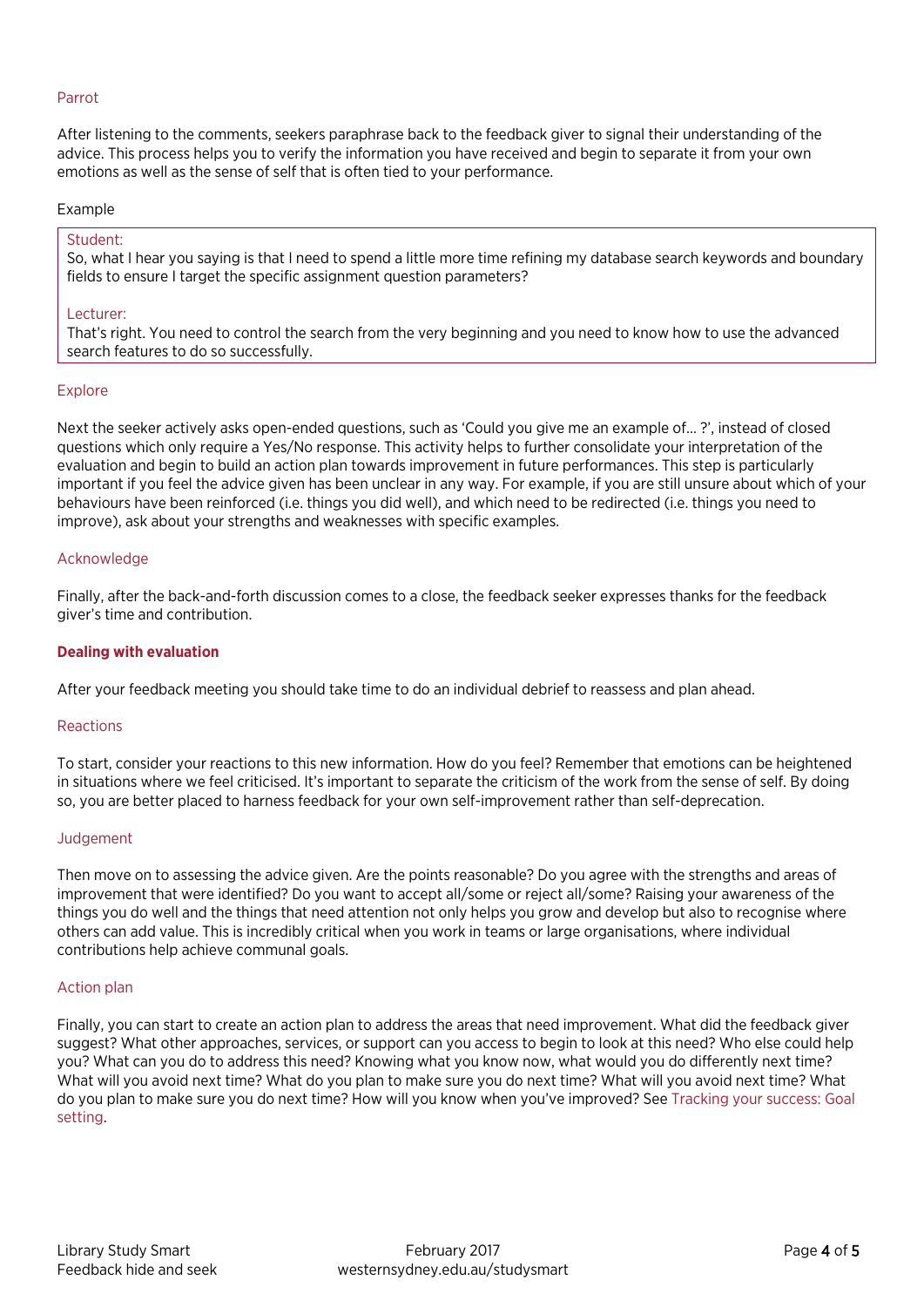### Parrot

After listening to the comments, seekers paraphrase back to the feedback giver to signal their understanding of the advice. This process helps you to verify the information you have received and begin to separate it from your own emotions as well as the sense of self that is often tied to your performance.

Example

> Student:
> So, what I hear you saying is that I need to spend a little more time refining my database search keywords and boundary fields to ensure I target the specific assignment question parameters?
>
> Lecturer:
> That's right. You need to control the search from the very beginning and you need to know how to use the advanced search features to do so successfully.

### Explore

Next the seeker actively asks open-ended questions, such as 'Could you give me an example of... ?', instead of closed questions which only require a Yes/No response. This activity helps to further consolidate your interpretation of the evaluation and begin to build an action plan towards improvement in future performances. This step is particularly important if you feel the advice given has been unclear in any way. For example, if you are still unsure about which of your behaviours have been reinforced (i.e. things you did well), and which need to be redirected (i.e. things you need to improve), ask about your strengths and weaknesses with specific examples.

### Acknowledge

Finally, after the back-and-forth discussion comes to a close, the feedback seeker expresses thanks for the feedback giver's time and contribution.

## Dealing with evaluation

After your feedback meeting you should take time to do an individual debrief to reassess and plan ahead.

### Reactions

To start, consider your reactions to this new information. How do you feel? Remember that emotions can be heightened in situations where we feel criticised. It's important to separate the criticism of the work from the sense of self. By doing so, you are better placed to harness feedback for your own self-improvement rather than self-deprecation.

### Judgement

Then move on to assessing the advice given. Are the points reasonable? Do you agree with the strengths and areas of improvement that were identified? Do you want to accept all/some or reject all/some? Raising your awareness of the things you do well and the things that need attention not only helps you grow and develop but also to recognise where others can add value. This is incredibly critical when you work in teams or large organisations, where individual contributions help achieve communal goals.

### Action plan

Finally, you can start to create an action plan to address the areas that need improvement. What did the feedback giver suggest? What other approaches, services, or support can you access to begin to look at this need? Who else could help you? What can you do to address this need? Knowing what you know now, what would you do differently next time? What will you avoid next time? What do you plan to make sure you do next time? What will you avoid next time? What do you plan to make sure you do next time? How will you know when you've improved? See Tracking your success: Goal setting.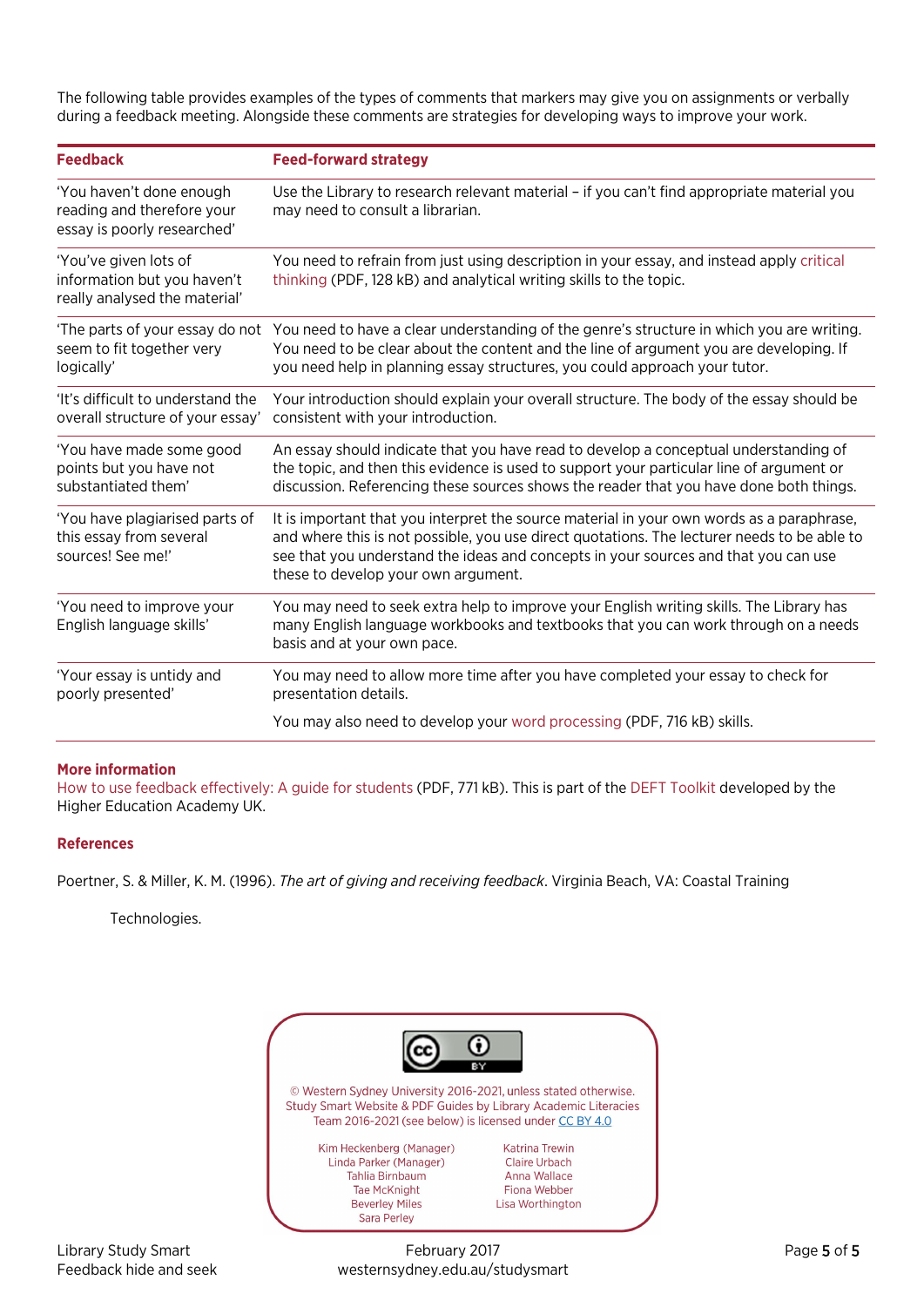The following table provides examples of the types of comments that markers may give you on assignments or verbally during a feedback meeting. Alongside these comments are strategies for developing ways to improve your work.

| Feedback | Feed-forward strategy |
|---|---|
| 'You haven't done enough reading and therefore your essay is poorly researched' | Use the Library to research relevant material – if you can't find appropriate material you may need to consult a librarian. |
| 'You've given lots of information but you haven't really analysed the material' | You need to refrain from just using description in your essay, and instead apply critical thinking (PDF, 128 kB) and analytical writing skills to the topic. |
| 'The parts of your essay do not seem to fit together very logically' | You need to have a clear understanding of the genre's structure in which you are writing. You need to be clear about the content and the line of argument you are developing. If you need help in planning essay structures, you could approach your tutor. |
| 'It's difficult to understand the overall structure of your essay' | Your introduction should explain your overall structure. The body of the essay should be consistent with your introduction. |
| 'You have made some good points but you have not substantiated them' | An essay should indicate that you have read to develop a conceptual understanding of the topic, and then this evidence is used to support your particular line of argument or discussion. Referencing these sources shows the reader that you have done both things. |
| 'You have plagiarised parts of this essay from several sources! See me!' | It is important that you interpret the source material in your own words as a paraphrase, and where this is not possible, you use direct quotations. The lecturer needs to be able to see that you understand the ideas and concepts in your sources and that you can use these to develop your own argument. |
| 'You need to improve your English language skills' | You may need to seek extra help to improve your English writing skills. The Library has many English language workbooks and textbooks that you can work through on a needs basis and at your own pace. |
| 'Your essay is untidy and poorly presented' | You may need to allow more time after you have completed your essay to check for presentation details. You may also need to develop your word processing (PDF, 716 kB) skills. |

## More information

How to use feedback effectively: A guide for students (PDF, 771 kB). This is part of the DEFT Toolkit developed by the Higher Education Academy UK.

## References

Poertner, S. & Miller, K. M. (1996). *The art of giving and receiving feedback*. Virginia Beach, VA: Coastal Training Technologies.

© Western Sydney University 2016-2021, unless stated otherwise. Study Smart Website & PDF Guides by Library Academic Literacies Team 2016-2021 (see below) is licensed under CC BY 4.0

Kim Heckenberg (Manager), Linda Parker (Manager), Tahlia Birnbaum, Tae McKnight, Beverley Miles, Sara Perley, Katrina Trewin, Claire Urbach, Anna Wallace, Fiona Webber, Lisa Worthington

Library Study Smart
Feedback hide and seek

February 2017
westernsydney.edu.au/studysmart